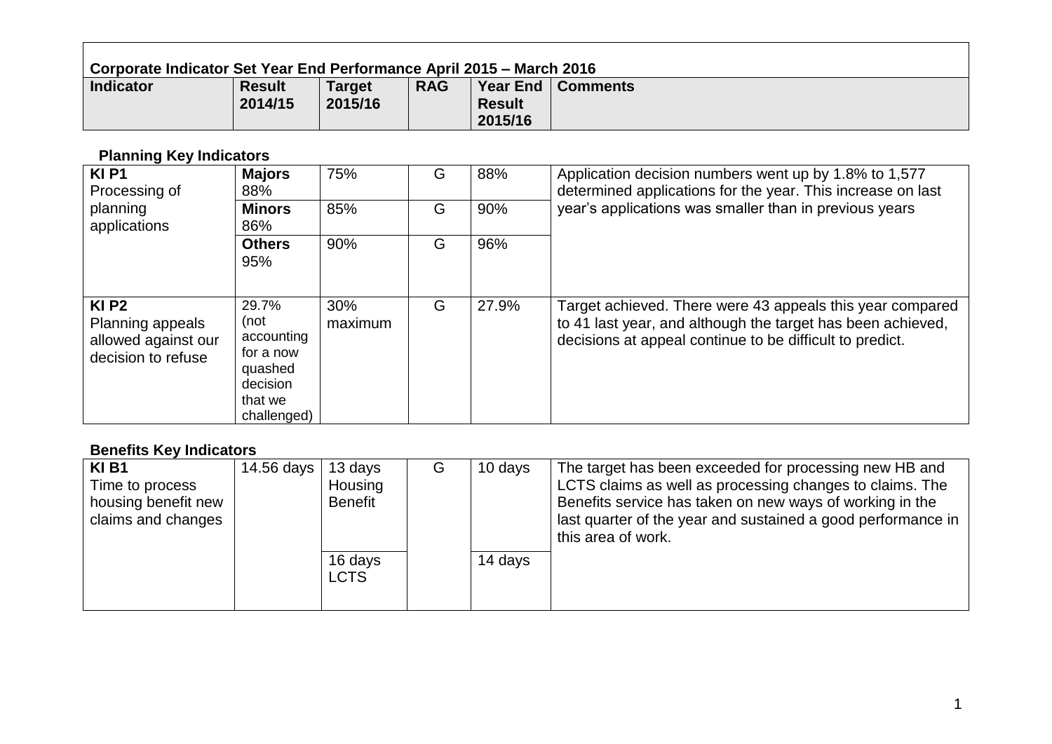## Corporate Indicator Set Year End Performance April 2015 – March 2016

| Indicator | Result 2014/15 | Target 2015/16 | RAG | Year End Result 2015/16 | Comments |
|---|---|---|---|---|---|

### Planning Key Indicators

| Indicator | Result 2014/15 | Target 2015/16 | RAG | Year End Result 2015/16 | Comments |
|---|---|---|---|---|---|
| **KI P1** Processing of planning applications | **Majors** 88% | 75% | G | 88% | Application decision numbers went up by 1.8% to 1,577 determined applications for the year. This increase on last year's applications was smaller than in previous years |
| | **Minors** 86% | 85% | G | 90% | |
| | **Others** 95% | 90% | G | 96% | |
| **KI P2** Planning appeals allowed against our decision to refuse | 29.7% (not accounting for a now quashed decision that we challenged) | 30% maximum | G | 27.9% | Target achieved. There were 43 appeals this year compared to 41 last year, and although the target has been achieved, decisions at appeal continue to be difficult to predict. |

### Benefits Key Indicators

| Indicator | Result 2014/15 | Target 2015/16 | RAG | Year End Result 2015/16 | Comments |
|---|---|---|---|---|---|
| **KI B1** Time to process housing benefit new claims and changes | 14.56 days | 13 days Housing Benefit | G | 10 days | The target has been exceeded for processing new HB and LCTS claims as well as processing changes to claims. The Benefits service has taken on new ways of working in the last quarter of the year and sustained a good performance in this area of work. |
| | | 16 days LCTS | | 14 days | |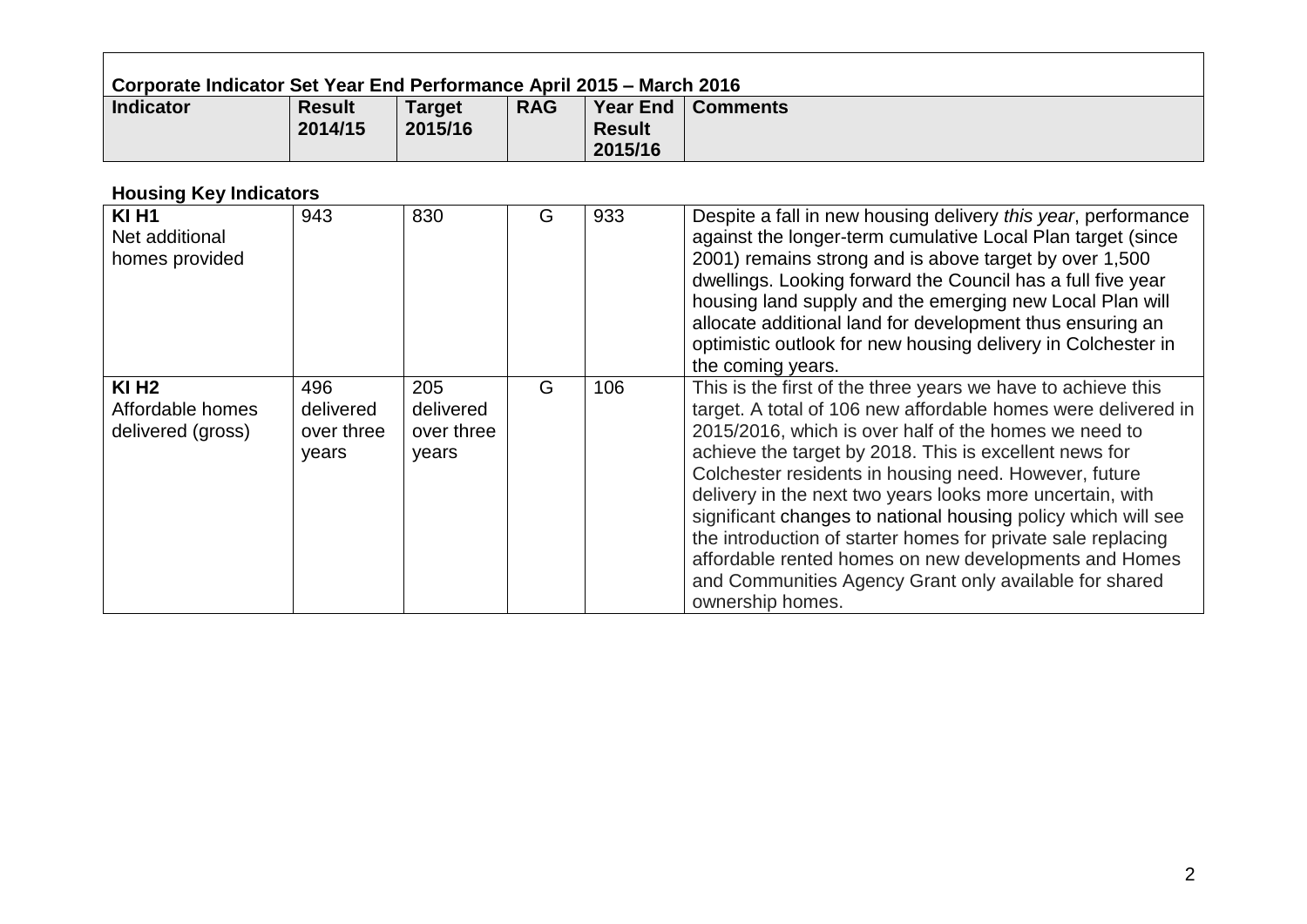| Corporate Indicator Set Year End Performance April 2015 – March 2016 | | | | | |
|---|---|---|---|---|---|
| **Indicator** | **Result 2014/15** | **Target 2015/16** | **RAG** | **Year End Result 2015/16** | **Comments** |

### Housing Key Indicators

| Indicator | Result 2014/15 | Target 2015/16 | RAG | Year End Result 2015/16 | Comments |
|---|---|---|---|---|---|
| **KI H1** Net additional homes provided | 943 | 830 | G | 933 | Despite a fall in new housing delivery *this year*, performance against the longer-term cumulative Local Plan target (since 2001) remains strong and is above target by over 1,500 dwellings. Looking forward the Council has a full five year housing land supply and the emerging new Local Plan will allocate additional land for development thus ensuring an optimistic outlook for new housing delivery in Colchester in the coming years. |
| **KI H2** Affordable homes delivered (gross) | 496 delivered over three years | 205 delivered over three years | G | 106 | This is the first of the three years we have to achieve this target. A total of 106 new affordable homes were delivered in 2015/2016, which is over half of the homes we need to achieve the target by 2018. This is excellent news for Colchester residents in housing need. However, future delivery in the next two years looks more uncertain, with significant changes to national housing policy which will see the introduction of starter homes for private sale replacing affordable rented homes on new developments and Homes and Communities Agency Grant only available for shared ownership homes. |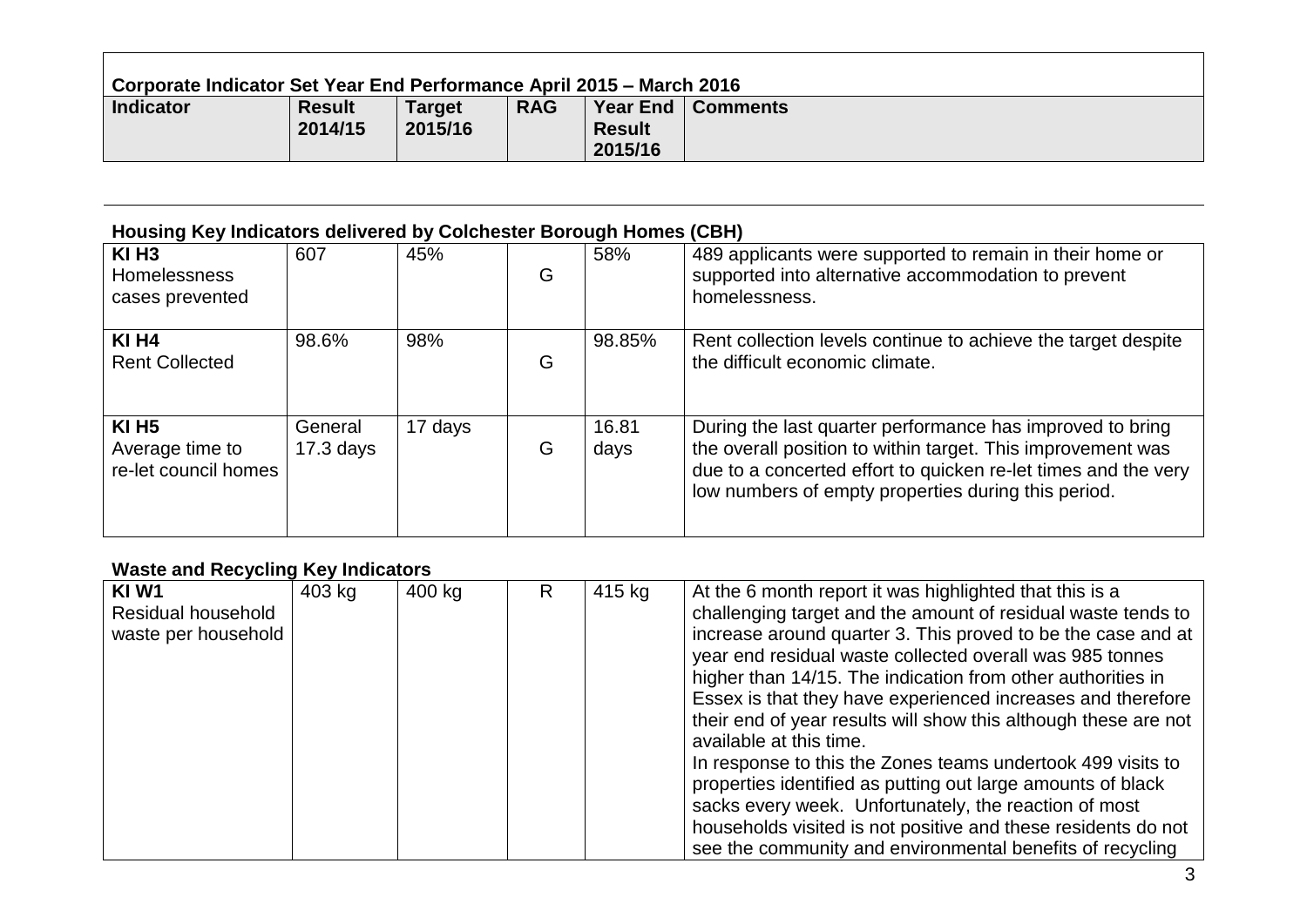**Corporate Indicator Set Year End Performance April 2015 – March 2016**

| Indicator | Result 2014/15 | Target 2015/16 | RAG | Year End Result 2015/16 | Comments |
|---|---|---|---|---|---|
| **Housing Key Indicators delivered by Colchester Borough Homes (CBH)** | | | | | |
| **KI H3** Homelessness cases prevented | 607 | 45% | G | 58% | 489 applicants were supported to remain in their home or supported into alternative accommodation to prevent homelessness. |
| **KI H4** Rent Collected | 98.6% | 98% | G | 98.85% | Rent collection levels continue to achieve the target despite the difficult economic climate. |
| **KI H5** Average time to re-let council homes | General 17.3 days | 17 days | G | 16.81 days | During the last quarter performance has improved to bring the overall position to within target. This improvement was due to a concerted effort to quicken re-let times and the very low numbers of empty properties during this period. |
| **Waste and Recycling Key Indicators** | | | | | |
| **KI W1** Residual household waste per household | 403 kg | 400 kg | R | 415 kg | At the 6 month report it was highlighted that this is a challenging target and the amount of residual waste tends to increase around quarter 3. This proved to be the case and at year end residual waste collected overall was 985 tonnes higher than 14/15. The indication from other authorities in Essex is that they have experienced increases and therefore their end of year results will show this although these are not available at this time. In response to this the Zones teams undertook 499 visits to properties identified as putting out large amounts of black sacks every week. Unfortunately, the reaction of most households visited is not positive and these residents do not see the community and environmental benefits of recycling |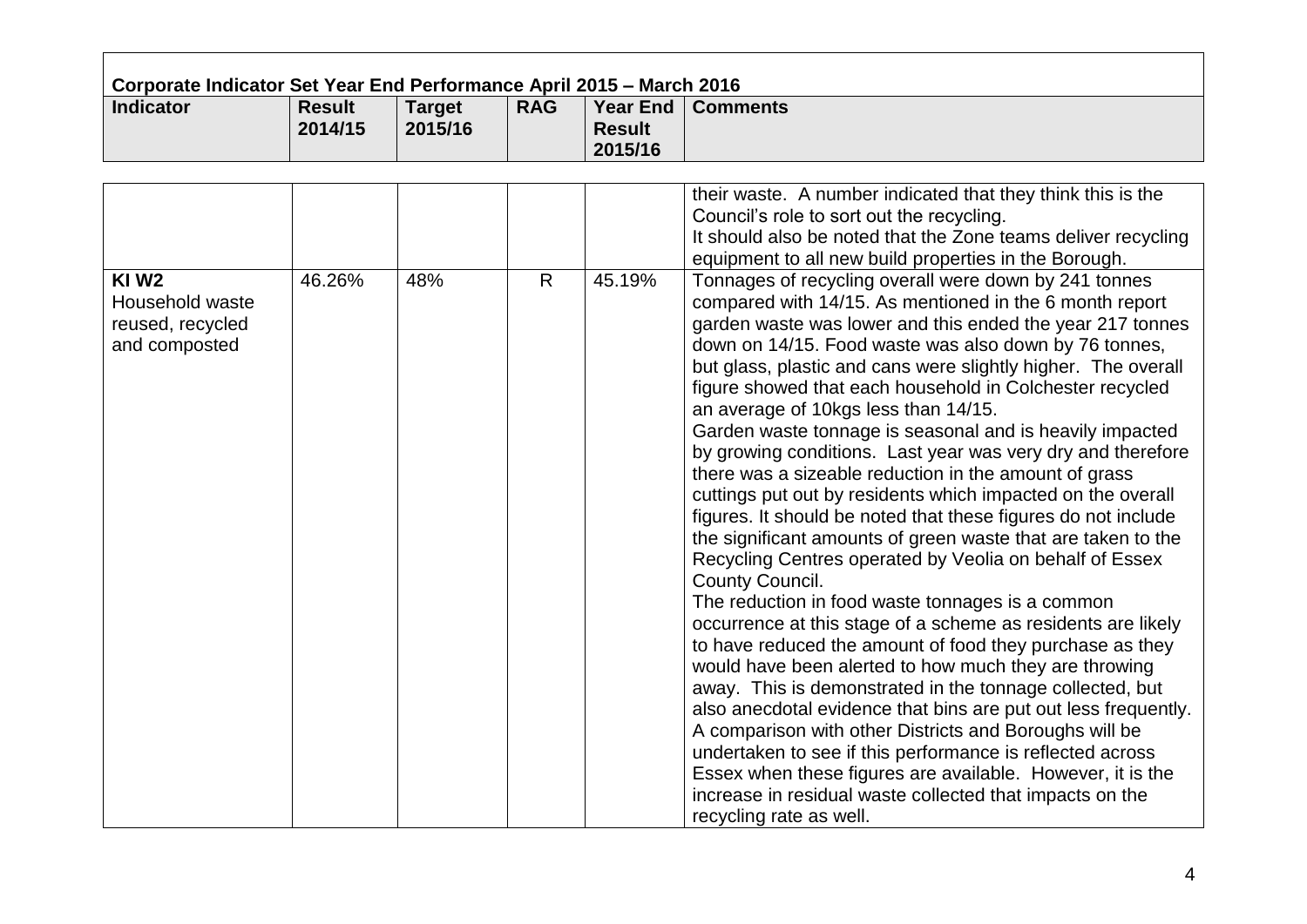**Corporate Indicator Set Year End Performance April 2015 – March 2016**

| Indicator | Result 2014/15 | Target 2015/16 | RAG | Year End Result 2015/16 | Comments |
|---|---|---|---|---|---|
| | | | | | their waste. A number indicated that they think this is the Council's role to sort out the recycling.<br>It should also be noted that the Zone teams deliver recycling equipment to all new build properties in the Borough. |
| **KI W2**<br>Household waste reused, recycled and composted | 46.26% | 48% | R | 45.19% | Tonnages of recycling overall were down by 241 tonnes compared with 14/15. As mentioned in the 6 month report garden waste was lower and this ended the year 217 tonnes down on 14/15. Food waste was also down by 76 tonnes, but glass, plastic and cans were slightly higher. The overall figure showed that each household in Colchester recycled an average of 10kgs less than 14/15.<br>Garden waste tonnage is seasonal and is heavily impacted by growing conditions. Last year was very dry and therefore there was a sizeable reduction in the amount of grass cuttings put out by residents which impacted on the overall figures. It should be noted that these figures do not include the significant amounts of green waste that are taken to the Recycling Centres operated by Veolia on behalf of Essex County Council.<br>The reduction in food waste tonnages is a common occurrence at this stage of a scheme as residents are likely to have reduced the amount of food they purchase as they would have been alerted to how much they are throwing away. This is demonstrated in the tonnage collected, but also anecdotal evidence that bins are put out less frequently. A comparison with other Districts and Boroughs will be undertaken to see if this performance is reflected across Essex when these figures are available. However, it is the increase in residual waste collected that impacts on the recycling rate as well. |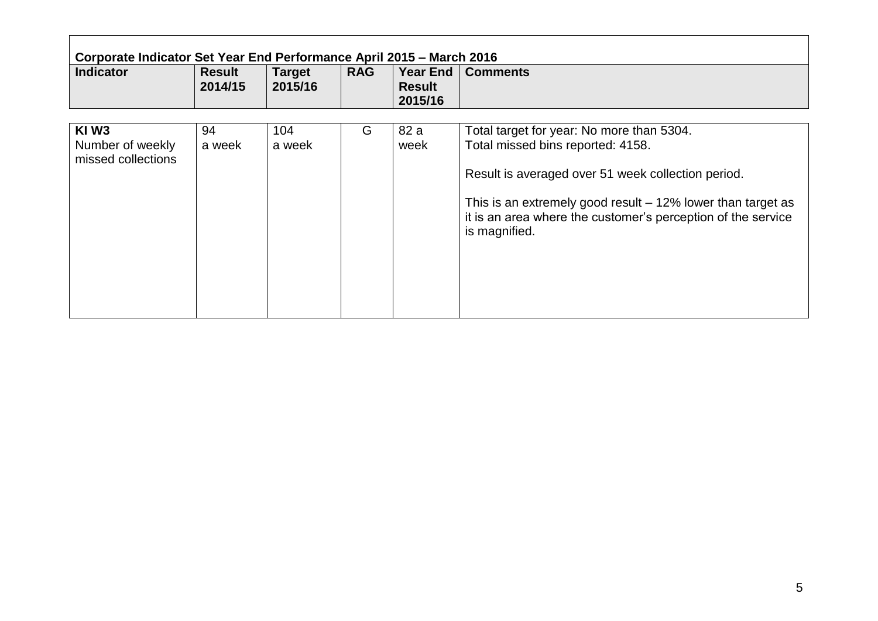| Corporate Indicator Set Year End Performance April 2015 – March 2016 | | | | | |
|---|---|---|---|---|---|
| **Indicator** | **Result 2014/15** | **Target 2015/16** | **RAG** | **Year End Result 2015/16** | **Comments** |
| **KI W3** Number of weekly missed collections | 94 a week | 104 a week | G | 82 a week | Total target for year: No more than 5304. Total missed bins reported: 4158. Result is averaged over 51 week collection period. This is an extremely good result – 12% lower than target as it is an area where the customer's perception of the service is magnified. |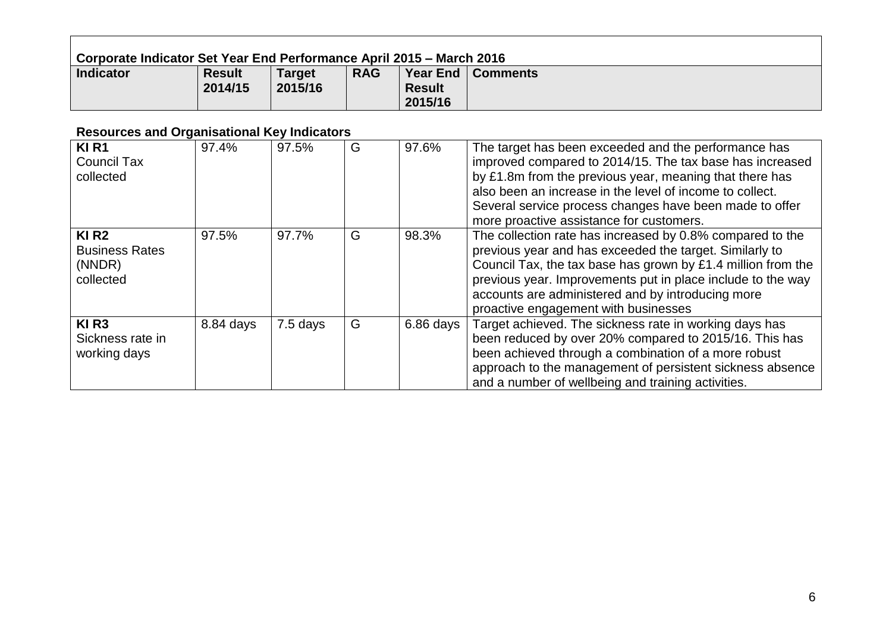**Corporate Indicator Set Year End Performance April 2015 – March 2016**

| Indicator | Result 2014/15 | Target 2015/16 | RAG | Year End Result 2015/16 | Comments |
|---|---|---|---|---|---|
| **Resources and Organisational Key Indicators** | | | | | |
| **KI R1** Council Tax collected | 97.4% | 97.5% | G | 97.6% | The target has been exceeded and the performance has improved compared to 2014/15. The tax base has increased by £1.8m from the previous year, meaning that there has also been an increase in the level of income to collect. Several service process changes have been made to offer more proactive assistance for customers. |
| **KI R2** Business Rates (NNDR) collected | 97.5% | 97.7% | G | 98.3% | The collection rate has increased by 0.8% compared to the previous year and has exceeded the target. Similarly to Council Tax, the tax base has grown by £1.4 million from the previous year. Improvements put in place include to the way accounts are administered and by introducing more proactive engagement with businesses |
| **KI R3** Sickness rate in working days | 8.84 days | 7.5 days | G | 6.86 days | Target achieved. The sickness rate in working days has been reduced by over 20% compared to 2015/16. This has been achieved through a combination of a more robust approach to the management of persistent sickness absence and a number of wellbeing and training activities. |